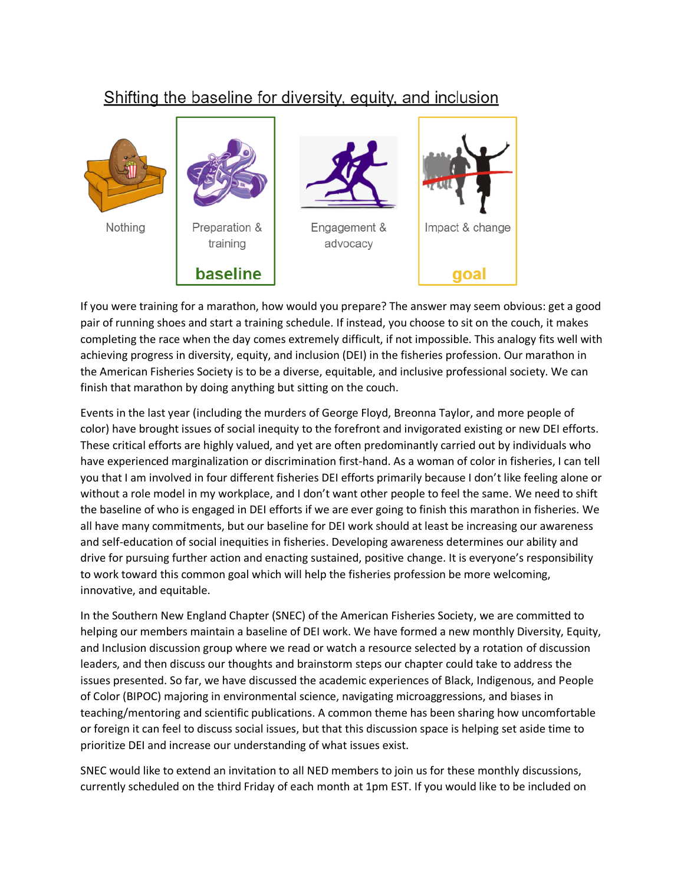# Shifting the baseline for diversity, equity, and inclusion

| Nothing | Preparation & training | Engagement & advocacy | Impact & change |
| --- | --- | --- | --- |
| | **baseline** | | **goal** |

If you were training for a marathon, how would you prepare? The answer may seem obvious: get a good pair of running shoes and start a training schedule. If instead, you choose to sit on the couch, it makes completing the race when the day comes extremely difficult, if not impossible. This analogy fits well with achieving progress in diversity, equity, and inclusion (DEI) in the fisheries profession. Our marathon in the American Fisheries Society is to be a diverse, equitable, and inclusive professional society. We can finish that marathon by doing anything but sitting on the couch.

Events in the last year (including the murders of George Floyd, Breonna Taylor, and more people of color) have brought issues of social inequity to the forefront and invigorated existing or new DEI efforts. These critical efforts are highly valued, and yet are often predominantly carried out by individuals who have experienced marginalization or discrimination first-hand. As a woman of color in fisheries, I can tell you that I am involved in four different fisheries DEI efforts primarily because I don't like feeling alone or without a role model in my workplace, and I don't want other people to feel the same. We need to shift the baseline of who is engaged in DEI efforts if we are ever going to finish this marathon in fisheries. We all have many commitments, but our baseline for DEI work should at least be increasing our awareness and self-education of social inequities in fisheries. Developing awareness determines our ability and drive for pursuing further action and enacting sustained, positive change. It is everyone's responsibility to work toward this common goal which will help the fisheries profession be more welcoming, innovative, and equitable.

In the Southern New England Chapter (SNEC) of the American Fisheries Society, we are committed to helping our members maintain a baseline of DEI work. We have formed a new monthly Diversity, Equity, and Inclusion discussion group where we read or watch a resource selected by a rotation of discussion leaders, and then discuss our thoughts and brainstorm steps our chapter could take to address the issues presented. So far, we have discussed the academic experiences of Black, Indigenous, and People of Color (BIPOC) majoring in environmental science, navigating microaggressions, and biases in teaching/mentoring and scientific publications. A common theme has been sharing how uncomfortable or foreign it can feel to discuss social issues, but that this discussion space is helping set aside time to prioritize DEI and increase our understanding of what issues exist.

SNEC would like to extend an invitation to all NED members to join us for these monthly discussions, currently scheduled on the third Friday of each month at 1pm EST. If you would like to be included on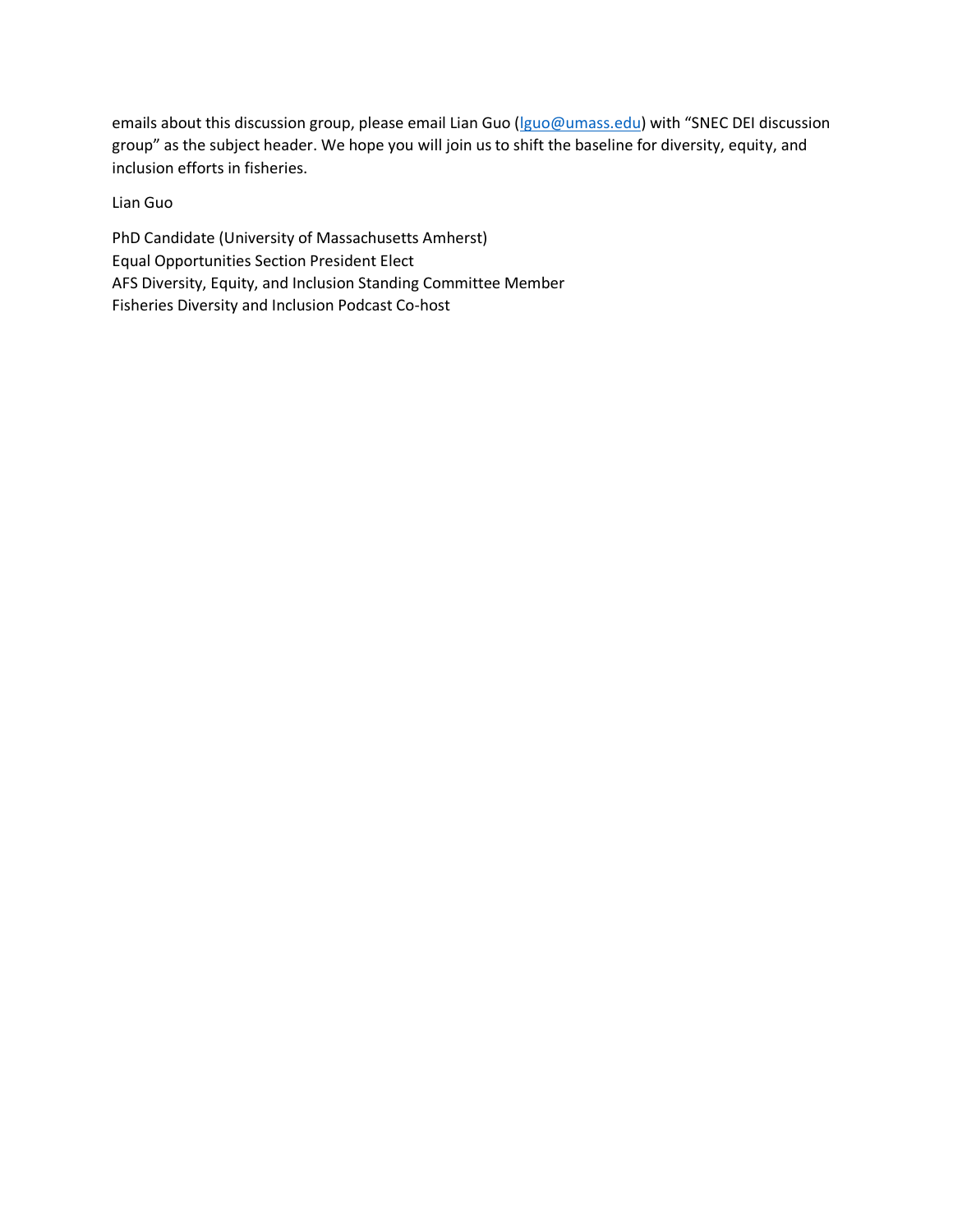emails about this discussion group, please email Lian Guo (lguo@umass.edu) with “SNEC DEI discussion group” as the subject header. We hope you will join us to shift the baseline for diversity, equity, and inclusion efforts in fisheries.

Lian Guo

PhD Candidate (University of Massachusetts Amherst)
Equal Opportunities Section President Elect
AFS Diversity, Equity, and Inclusion Standing Committee Member
Fisheries Diversity and Inclusion Podcast Co-host